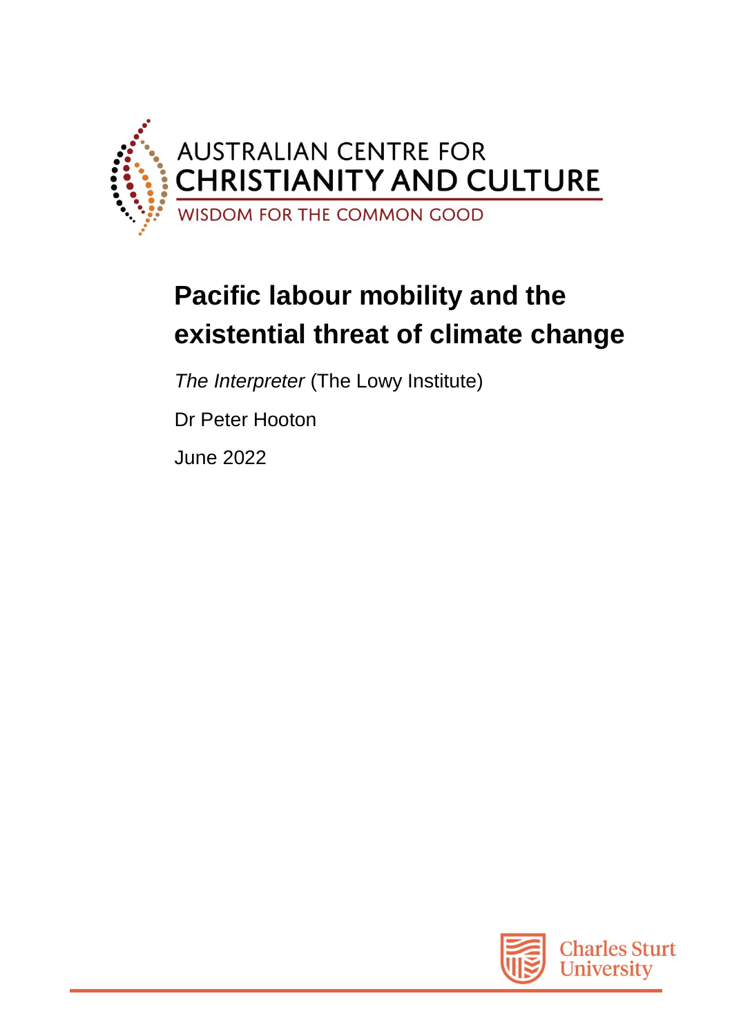AUSTRALIAN CENTRE FOR
CHRISTIANITY AND CULTURE
WISDOM FOR THE COMMON GOOD

# Pacific labour mobility and the existential threat of climate change

*The Interpreter* (The Lowy Institute)

Dr Peter Hooton

June 2022

Charles Sturt University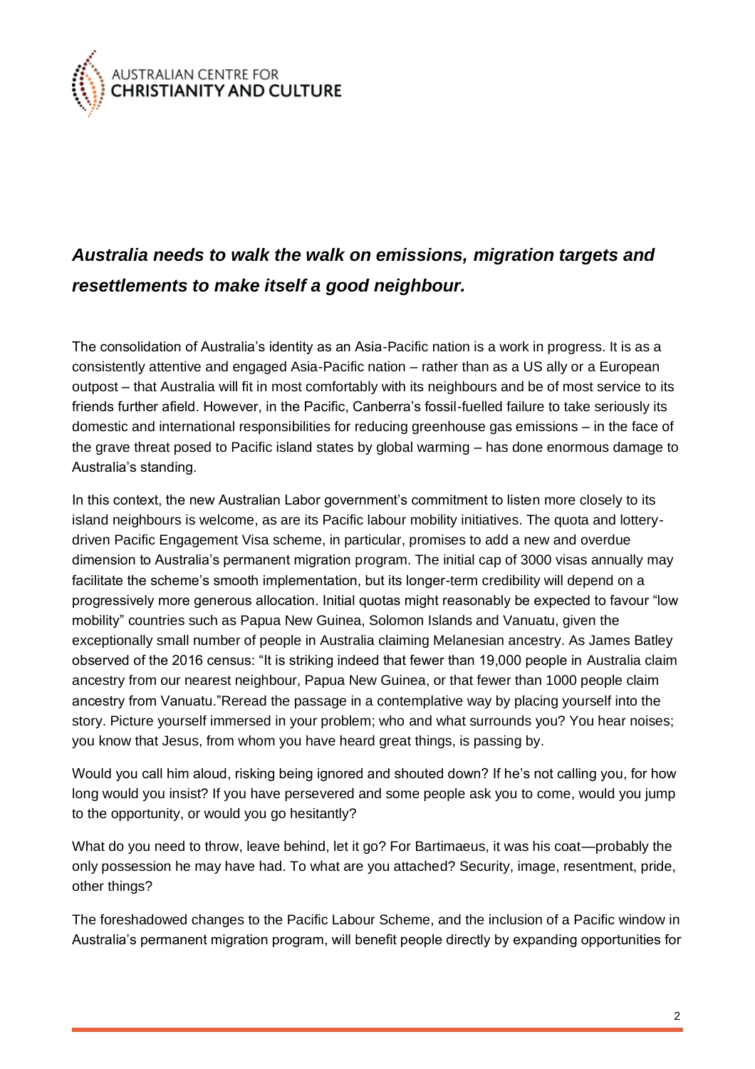## *Australia needs to walk the walk on emissions, migration targets and resettlements to make itself a good neighbour.*

The consolidation of Australia's identity as an Asia-Pacific nation is a work in progress. It is as a consistently attentive and engaged Asia-Pacific nation – rather than as a US ally or a European outpost – that Australia will fit in most comfortably with its neighbours and be of most service to its friends further afield. However, in the Pacific, Canberra's fossil-fuelled failure to take seriously its domestic and international responsibilities for reducing greenhouse gas emissions – in the face of the grave threat posed to Pacific island states by global warming – has done enormous damage to Australia's standing.

In this context, the new Australian Labor government's commitment to listen more closely to its island neighbours is welcome, as are its Pacific labour mobility initiatives. The quota and lottery-driven Pacific Engagement Visa scheme, in particular, promises to add a new and overdue dimension to Australia's permanent migration program. The initial cap of 3000 visas annually may facilitate the scheme's smooth implementation, but its longer-term credibility will depend on a progressively more generous allocation. Initial quotas might reasonably be expected to favour "low mobility" countries such as Papua New Guinea, Solomon Islands and Vanuatu, given the exceptionally small number of people in Australia claiming Melanesian ancestry. As James Batley observed of the 2016 census: "It is striking indeed that fewer than 19,000 people in Australia claim ancestry from our nearest neighbour, Papua New Guinea, or that fewer than 1000 people claim ancestry from Vanuatu."Reread the passage in a contemplative way by placing yourself into the story. Picture yourself immersed in your problem; who and what surrounds you? You hear noises; you know that Jesus, from whom you have heard great things, is passing by.

Would you call him aloud, risking being ignored and shouted down? If he's not calling you, for how long would you insist? If you have persevered and some people ask you to come, would you jump to the opportunity, or would you go hesitantly?

What do you need to throw, leave behind, let it go? For Bartimaeus, it was his coat—probably the only possession he may have had. To what are you attached? Security, image, resentment, pride, other things?

The foreshadowed changes to the Pacific Labour Scheme, and the inclusion of a Pacific window in Australia's permanent migration program, will benefit people directly by expanding opportunities for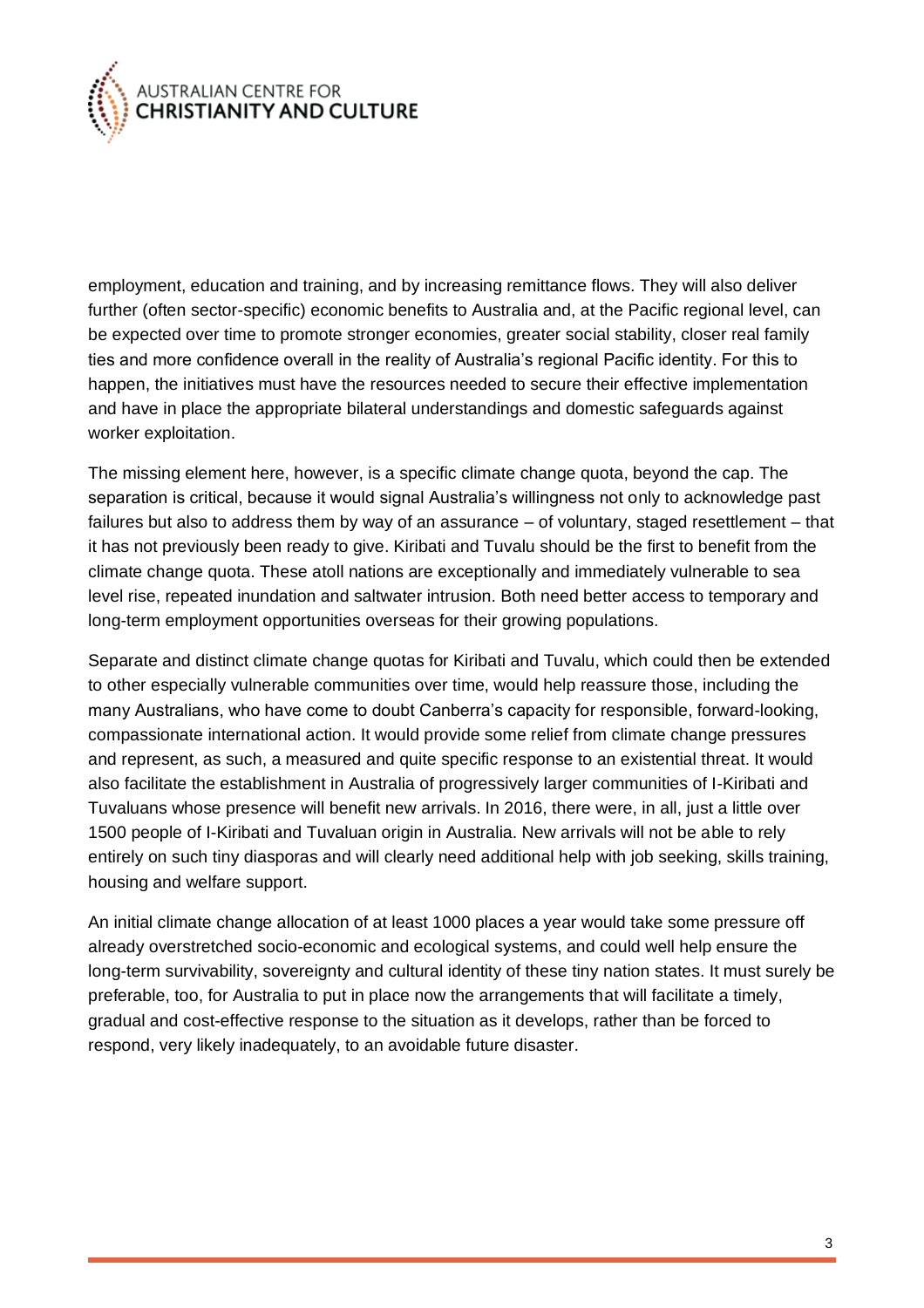employment, education and training, and by increasing remittance flows. They will also deliver further (often sector-specific) economic benefits to Australia and, at the Pacific regional level, can be expected over time to promote stronger economies, greater social stability, closer real family ties and more confidence overall in the reality of Australia's regional Pacific identity. For this to happen, the initiatives must have the resources needed to secure their effective implementation and have in place the appropriate bilateral understandings and domestic safeguards against worker exploitation.

The missing element here, however, is a specific climate change quota, beyond the cap. The separation is critical, because it would signal Australia's willingness not only to acknowledge past failures but also to address them by way of an assurance – of voluntary, staged resettlement – that it has not previously been ready to give. Kiribati and Tuvalu should be the first to benefit from the climate change quota. These atoll nations are exceptionally and immediately vulnerable to sea level rise, repeated inundation and saltwater intrusion. Both need better access to temporary and long-term employment opportunities overseas for their growing populations.

Separate and distinct climate change quotas for Kiribati and Tuvalu, which could then be extended to other especially vulnerable communities over time, would help reassure those, including the many Australians, who have come to doubt Canberra's capacity for responsible, forward-looking, compassionate international action. It would provide some relief from climate change pressures and represent, as such, a measured and quite specific response to an existential threat. It would also facilitate the establishment in Australia of progressively larger communities of I-Kiribati and Tuvaluans whose presence will benefit new arrivals. In 2016, there were, in all, just a little over 1500 people of I-Kiribati and Tuvaluan origin in Australia. New arrivals will not be able to rely entirely on such tiny diasporas and will clearly need additional help with job seeking, skills training, housing and welfare support.

An initial climate change allocation of at least 1000 places a year would take some pressure off already overstretched socio-economic and ecological systems, and could well help ensure the long-term survivability, sovereignty and cultural identity of these tiny nation states. It must surely be preferable, too, for Australia to put in place now the arrangements that will facilitate a timely, gradual and cost-effective response to the situation as it develops, rather than be forced to respond, very likely inadequately, to an avoidable future disaster.